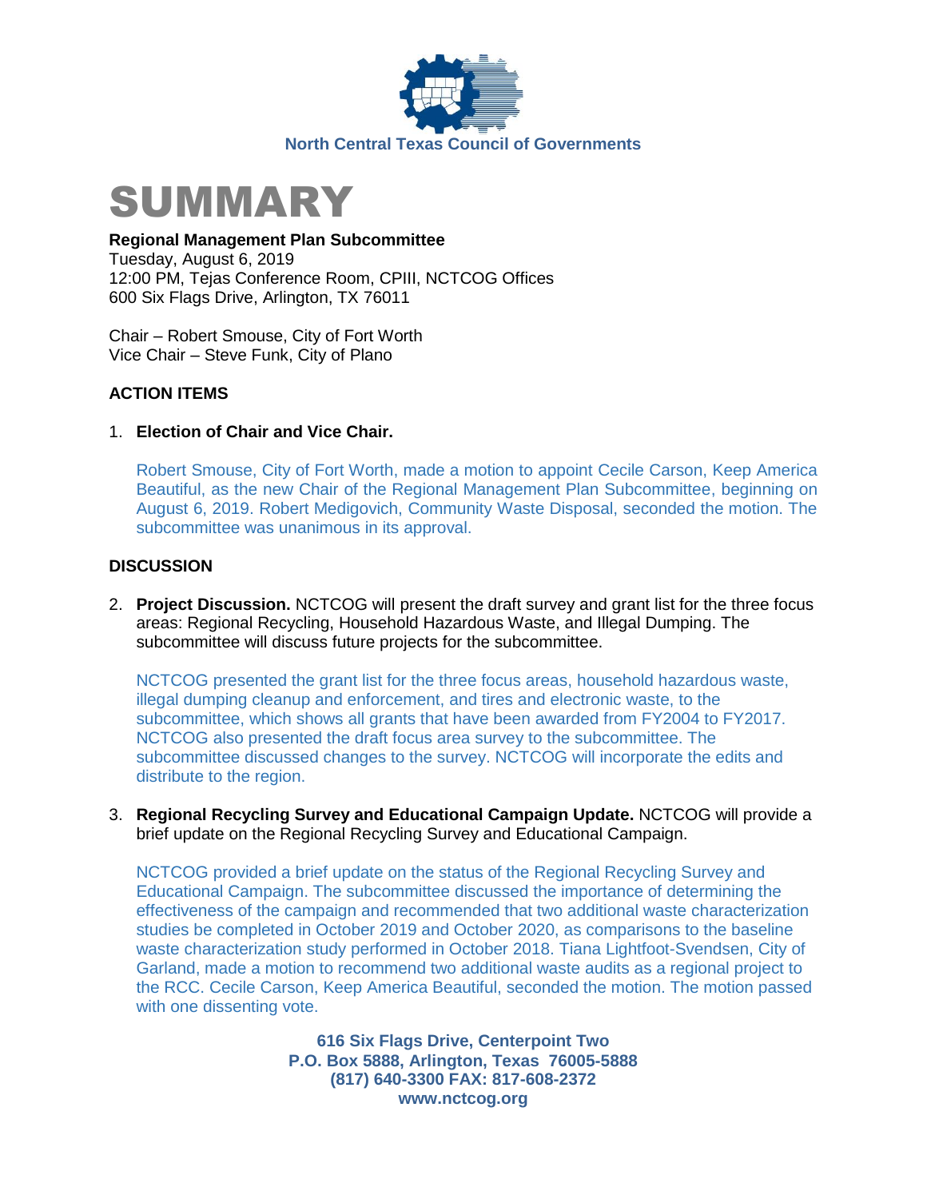North Central Texas Council of Governments

# SUMMARY

**Regional Management Plan Subcommittee**
Tuesday, August 6, 2019
12:00 PM, Tejas Conference Room, CPIII, NCTCOG Offices
600 Six Flags Drive, Arlington, TX 76011

Chair – Robert Smouse, City of Fort Worth
Vice Chair – Steve Funk, City of Plano

## ACTION ITEMS

1. **Election of Chair and Vice Chair.**

   Robert Smouse, City of Fort Worth, made a motion to appoint Cecile Carson, Keep America Beautiful, as the new Chair of the Regional Management Plan Subcommittee, beginning on August 6, 2019. Robert Medigovich, Community Waste Disposal, seconded the motion. The subcommittee was unanimous in its approval.

## DISCUSSION

2. **Project Discussion.** NCTCOG will present the draft survey and grant list for the three focus areas: Regional Recycling, Household Hazardous Waste, and Illegal Dumping. The subcommittee will discuss future projects for the subcommittee.

   NCTCOG presented the grant list for the three focus areas, household hazardous waste, illegal dumping cleanup and enforcement, and tires and electronic waste, to the subcommittee, which shows all grants that have been awarded from FY2004 to FY2017. NCTCOG also presented the draft focus area survey to the subcommittee. The subcommittee discussed changes to the survey. NCTCOG will incorporate the edits and distribute to the region.

3. **Regional Recycling Survey and Educational Campaign Update.** NCTCOG will provide a brief update on the Regional Recycling Survey and Educational Campaign.

   NCTCOG provided a brief update on the status of the Regional Recycling Survey and Educational Campaign. The subcommittee discussed the importance of determining the effectiveness of the campaign and recommended that two additional waste characterization studies be completed in October 2019 and October 2020, as comparisons to the baseline waste characterization study performed in October 2018. Tiana Lightfoot-Svendsen, City of Garland, made a motion to recommend two additional waste audits as a regional project to the RCC. Cecile Carson, Keep America Beautiful, seconded the motion. The motion passed with one dissenting vote.

**616 Six Flags Drive, Centerpoint Two**
**P.O. Box 5888, Arlington, Texas 76005-5888**
**(817) 640-3300 FAX: 817-608-2372**
**www.nctcog.org**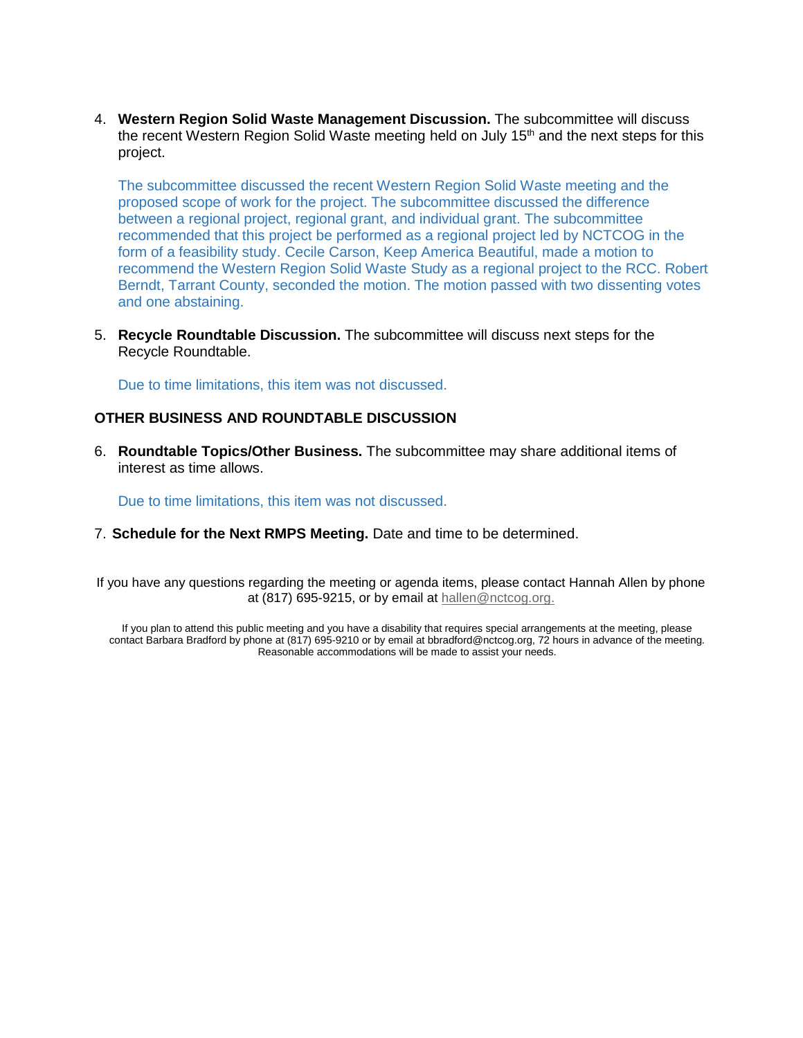4. **Western Region Solid Waste Management Discussion.** The subcommittee will discuss the recent Western Region Solid Waste meeting held on July 15th and the next steps for this project.

   The subcommittee discussed the recent Western Region Solid Waste meeting and the proposed scope of work for the project. The subcommittee discussed the difference between a regional project, regional grant, and individual grant. The subcommittee recommended that this project be performed as a regional project led by NCTCOG in the form of a feasibility study. Cecile Carson, Keep America Beautiful, made a motion to recommend the Western Region Solid Waste Study as a regional project to the RCC. Robert Berndt, Tarrant County, seconded the motion. The motion passed with two dissenting votes and one abstaining.

5. **Recycle Roundtable Discussion.** The subcommittee will discuss next steps for the Recycle Roundtable.

   Due to time limitations, this item was not discussed.

**OTHER BUSINESS AND ROUNDTABLE DISCUSSION**

6. **Roundtable Topics/Other Business.** The subcommittee may share additional items of interest as time allows.

   Due to time limitations, this item was not discussed.

7. **Schedule for the Next RMPS Meeting.** Date and time to be determined.

If you have any questions regarding the meeting or agenda items, please contact Hannah Allen by phone at (817) 695-9215, or by email at hallen@nctcog.org.

If you plan to attend this public meeting and you have a disability that requires special arrangements at the meeting, please contact Barbara Bradford by phone at (817) 695-9210 or by email at bbradford@nctcog.org, 72 hours in advance of the meeting. Reasonable accommodations will be made to assist your needs.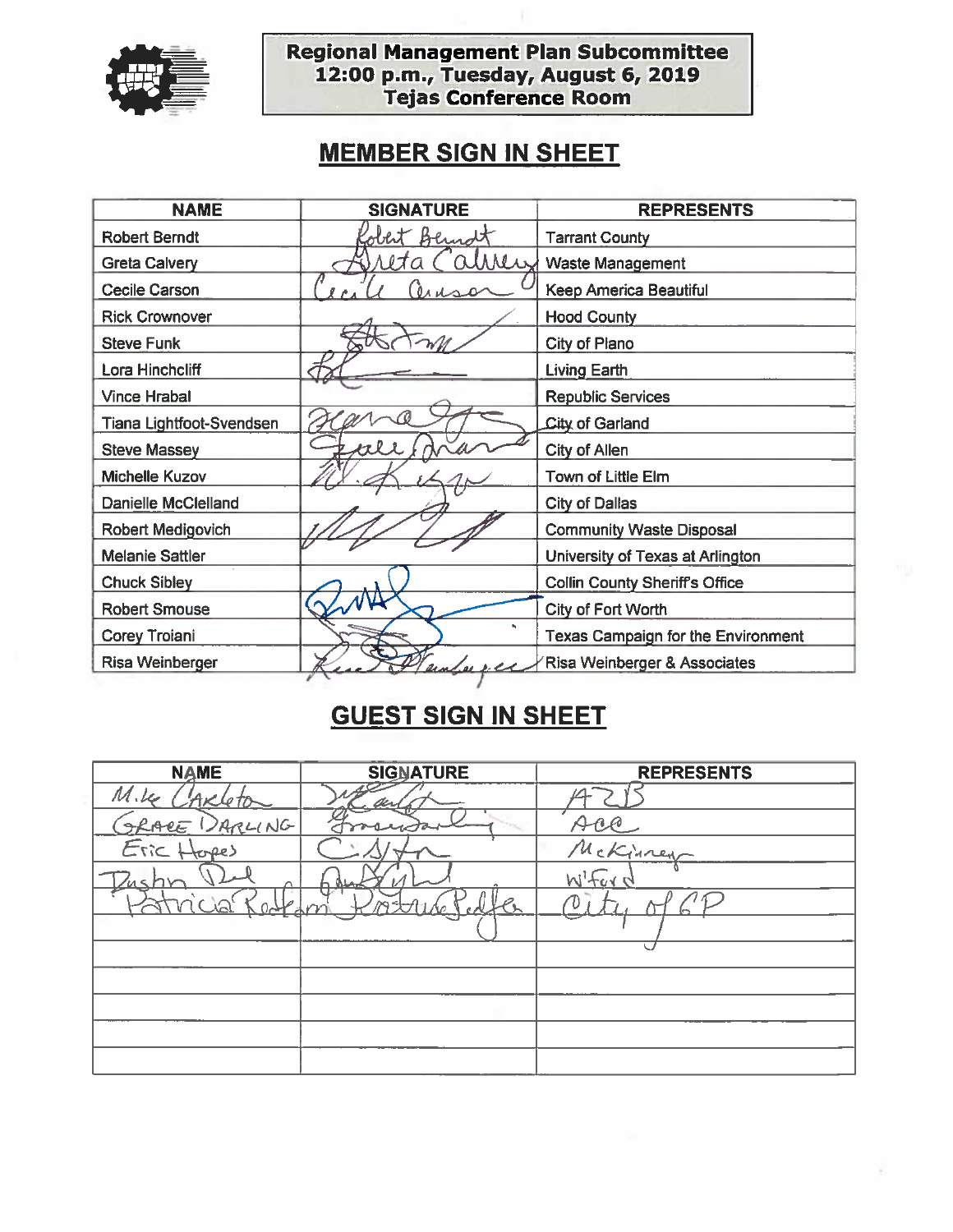**Regional Management Plan Subcommittee**
**12:00 p.m., Tuesday, August 6, 2019**
**Tejas Conference Room**

## MEMBER SIGN IN SHEET

| NAME | SIGNATURE | REPRESENTS |
|---|---|---|
| Robert Berndt | Robert Berndt | Tarrant County |
| Greta Calvery | Greta Calvery | Waste Management |
| Cecile Carson | Cecile Carson | Keep America Beautiful |
| Rick Crownover | | Hood County |
| Steve Funk | Steve Funk | City of Plano |
| Lora Hinchcliff | LH | Living Earth |
| Vince Hrabal | | Republic Services |
| Tiana Lightfoot-Svendsen | Tiana | City of Garland |
| Steve Massey | Steve Massey | City of Allen |
| Michelle Kuzov | M. Kuzov | Town of Little Elm |
| Danielle McClelland | | City of Dallas |
| Robert Medigovich | RM | Community Waste Disposal |
| Melanie Sattler | | University of Texas at Arlington |
| Chuck Sibley | | Collin County Sheriff's Office |
| Robert Smouse | RWS | City of Fort Worth |
| Corey Troiani | | Texas Campaign for the Environment |
| Risa Weinberger | Risa Weinberger | Risa Weinberger & Associates |

## GUEST SIGN IN SHEET

| NAME | SIGNATURE | REPRESENTS |
|---|---|---|
| Mike Carleton | M Carleton | AZB |
| GRACE DARLING | Grace Darling | ACE |
| Eric Hopes | E Hopes | McKinney |
| Dustin Reid | Dustin Reid | W'ford |
| Patricia Redfern | Patricia Redfern | City of GP |
| | | |
| | | |
| | | |
| | | |
| | | |
| | | |